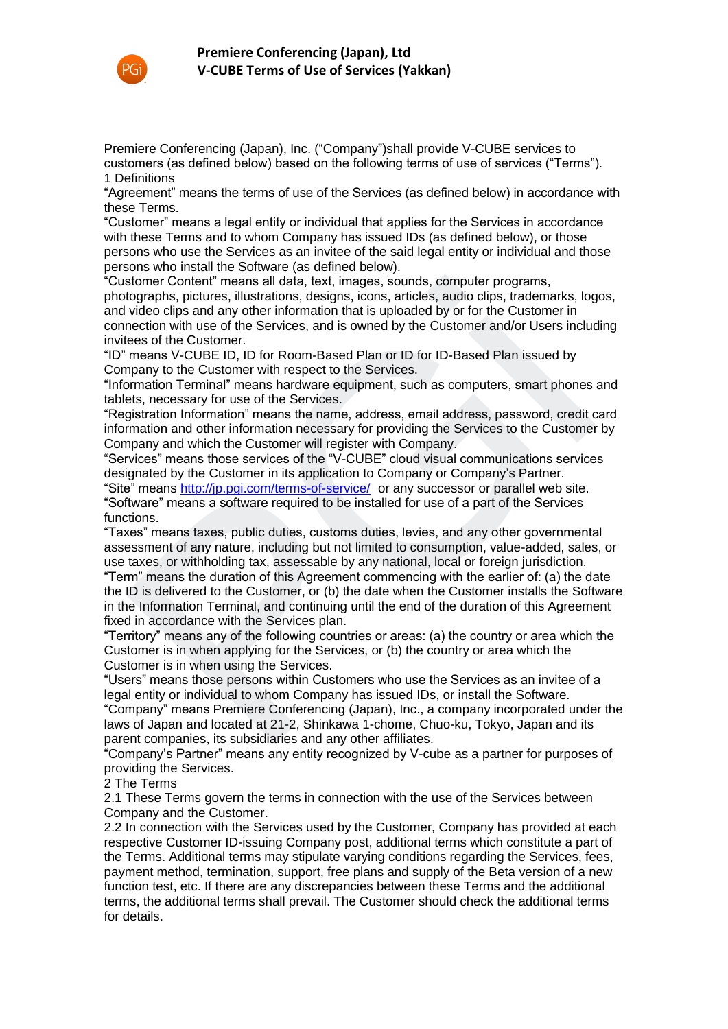# Premiere Conferencing (Japan), Ltd
## V-CUBE Terms of Use of Services (Yakkan)

Premiere Conferencing (Japan), Inc. ("Company")shall provide V-CUBE services to customers (as defined below) based on the following terms of use of services ("Terms").

## 1 Definitions

"Agreement" means the terms of use of the Services (as defined below) in accordance with these Terms.

"Customer" means a legal entity or individual that applies for the Services in accordance with these Terms and to whom Company has issued IDs (as defined below), or those persons who use the Services as an invitee of the said legal entity or individual and those persons who install the Software (as defined below).

"Customer Content" means all data, text, images, sounds, computer programs, photographs, pictures, illustrations, designs, icons, articles, audio clips, trademarks, logos, and video clips and any other information that is uploaded by or for the Customer in connection with use of the Services, and is owned by the Customer and/or Users including invitees of the Customer.

"ID" means V-CUBE ID, ID for Room-Based Plan or ID for ID-Based Plan issued by Company to the Customer with respect to the Services.

"Information Terminal" means hardware equipment, such as computers, smart phones and tablets, necessary for use of the Services.

"Registration Information" means the name, address, email address, password, credit card information and other information necessary for providing the Services to the Customer by Company and which the Customer will register with Company.

"Services" means those services of the "V-CUBE" cloud visual communications services designated by the Customer in its application to Company or Company's Partner.

"Site" means [http://jp.pgi.com/terms-of-service/](http://jp.pgi.com/terms-of-service/) or any successor or parallel web site.

"Software" means a software required to be installed for use of a part of the Services functions.

"Taxes" means taxes, public duties, customs duties, levies, and any other governmental assessment of any nature, including but not limited to consumption, value-added, sales, or use taxes, or withholding tax, assessable by any national, local or foreign jurisdiction.

"Term" means the duration of this Agreement commencing with the earlier of: (a) the date the ID is delivered to the Customer, or (b) the date when the Customer installs the Software in the Information Terminal, and continuing until the end of the duration of this Agreement fixed in accordance with the Services plan.

"Territory" means any of the following countries or areas: (a) the country or area which the Customer is in when applying for the Services, or (b) the country or area which the Customer is in when using the Services.

"Users" means those persons within Customers who use the Services as an invitee of a legal entity or individual to whom Company has issued IDs, or install the Software.

"Company" means Premiere Conferencing (Japan), Inc., a company incorporated under the laws of Japan and located at 21-2, Shinkawa 1-chome, Chuo-ku, Tokyo, Japan and its parent companies, its subsidiaries and any other affiliates.

"Company's Partner" means any entity recognized by V-cube as a partner for purposes of providing the Services.

## 2 The Terms

2.1 These Terms govern the terms in connection with the use of the Services between Company and the Customer.

2.2 In connection with the Services used by the Customer, Company has provided at each respective Customer ID-issuing Company post, additional terms which constitute a part of the Terms. Additional terms may stipulate varying conditions regarding the Services, fees, payment method, termination, support, free plans and supply of the Beta version of a new function test, etc. If there are any discrepancies between these Terms and the additional terms, the additional terms shall prevail. The Customer should check the additional terms for details.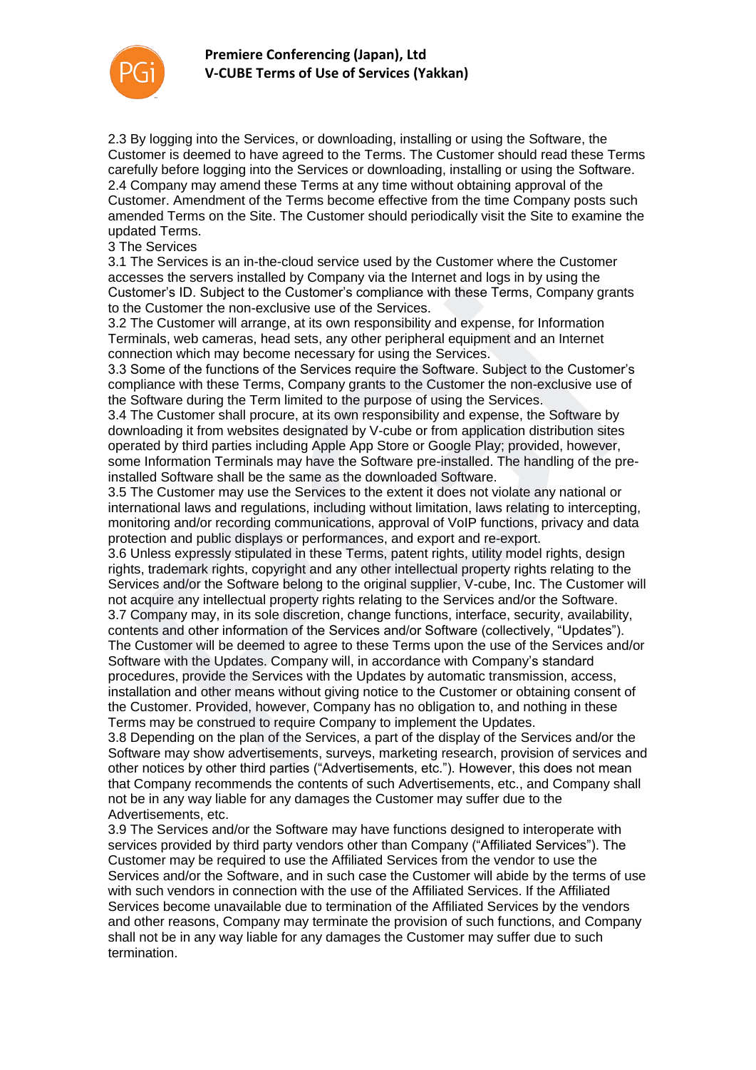2.3 By logging into the Services, or downloading, installing or using the Software, the Customer is deemed to have agreed to the Terms. The Customer should read these Terms carefully before logging into the Services or downloading, installing or using the Software.

2.4 Company may amend these Terms at any time without obtaining approval of the Customer. Amendment of the Terms become effective from the time Company posts such amended Terms on the Site. The Customer should periodically visit the Site to examine the updated Terms.

## 3 The Services

3.1 The Services is an in-the-cloud service used by the Customer where the Customer accesses the servers installed by Company via the Internet and logs in by using the Customer's ID. Subject to the Customer's compliance with these Terms, Company grants to the Customer the non-exclusive use of the Services.

3.2 The Customer will arrange, at its own responsibility and expense, for Information Terminals, web cameras, head sets, any other peripheral equipment and an Internet connection which may become necessary for using the Services.

3.3 Some of the functions of the Services require the Software. Subject to the Customer's compliance with these Terms, Company grants to the Customer the non-exclusive use of the Software during the Term limited to the purpose of using the Services.

3.4 The Customer shall procure, at its own responsibility and expense, the Software by downloading it from websites designated by V-cube or from application distribution sites operated by third parties including Apple App Store or Google Play; provided, however, some Information Terminals may have the Software pre-installed. The handling of the pre-installed Software shall be the same as the downloaded Software.

3.5 The Customer may use the Services to the extent it does not violate any national or international laws and regulations, including without limitation, laws relating to intercepting, monitoring and/or recording communications, approval of VoIP functions, privacy and data protection and public displays or performances, and export and re-export.

3.6 Unless expressly stipulated in these Terms, patent rights, utility model rights, design rights, trademark rights, copyright and any other intellectual property rights relating to the Services and/or the Software belong to the original supplier, V-cube, Inc. The Customer will not acquire any intellectual property rights relating to the Services and/or the Software.

3.7 Company may, in its sole discretion, change functions, interface, security, availability, contents and other information of the Services and/or Software (collectively, "Updates"). The Customer will be deemed to agree to these Terms upon the use of the Services and/or Software with the Updates. Company will, in accordance with Company's standard procedures, provide the Services with the Updates by automatic transmission, access, installation and other means without giving notice to the Customer or obtaining consent of the Customer. Provided, however, Company has no obligation to, and nothing in these Terms may be construed to require Company to implement the Updates.

3.8 Depending on the plan of the Services, a part of the display of the Services and/or the Software may show advertisements, surveys, marketing research, provision of services and other notices by other third parties ("Advertisements, etc."). However, this does not mean that Company recommends the contents of such Advertisements, etc., and Company shall not be in any way liable for any damages the Customer may suffer due to the Advertisements, etc.

3.9 The Services and/or the Software may have functions designed to interoperate with services provided by third party vendors other than Company ("Affiliated Services"). The Customer may be required to use the Affiliated Services from the vendor to use the Services and/or the Software, and in such case the Customer will abide by the terms of use with such vendors in connection with the use of the Affiliated Services. If the Affiliated Services become unavailable due to termination of the Affiliated Services by the vendors and other reasons, Company may terminate the provision of such functions, and Company shall not be in any way liable for any damages the Customer may suffer due to such termination.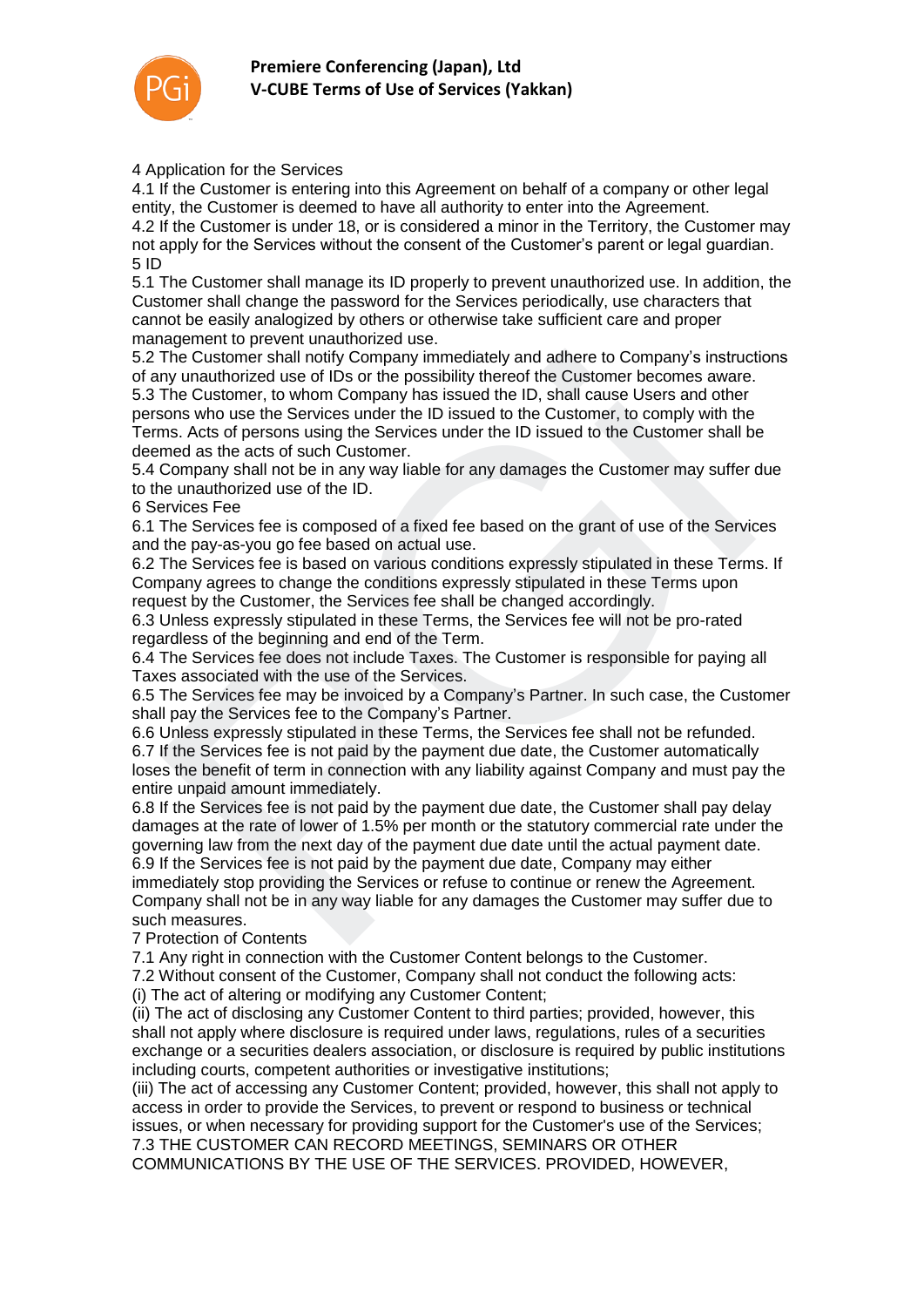## 4 Application for the Services

4.1 If the Customer is entering into this Agreement on behalf of a company or other legal entity, the Customer is deemed to have all authority to enter into the Agreement.

4.2 If the Customer is under 18, or is considered a minor in the Territory, the Customer may not apply for the Services without the consent of the Customer's parent or legal guardian.

## 5 ID

5.1 The Customer shall manage its ID properly to prevent unauthorized use. In addition, the Customer shall change the password for the Services periodically, use characters that cannot be easily analogized by others or otherwise take sufficient care and proper management to prevent unauthorized use.

5.2 The Customer shall notify Company immediately and adhere to Company's instructions of any unauthorized use of IDs or the possibility thereof the Customer becomes aware.

5.3 The Customer, to whom Company has issued the ID, shall cause Users and other persons who use the Services under the ID issued to the Customer, to comply with the Terms. Acts of persons using the Services under the ID issued to the Customer shall be deemed as the acts of such Customer.

5.4 Company shall not be in any way liable for any damages the Customer may suffer due to the unauthorized use of the ID.

## 6 Services Fee

6.1 The Services fee is composed of a fixed fee based on the grant of use of the Services and the pay-as-you go fee based on actual use.

6.2 The Services fee is based on various conditions expressly stipulated in these Terms. If Company agrees to change the conditions expressly stipulated in these Terms upon request by the Customer, the Services fee shall be changed accordingly.

6.3 Unless expressly stipulated in these Terms, the Services fee will not be pro-rated regardless of the beginning and end of the Term.

6.4 The Services fee does not include Taxes. The Customer is responsible for paying all Taxes associated with the use of the Services.

6.5 The Services fee may be invoiced by a Company's Partner. In such case, the Customer shall pay the Services fee to the Company's Partner.

6.6 Unless expressly stipulated in these Terms, the Services fee shall not be refunded.

6.7 If the Services fee is not paid by the payment due date, the Customer automatically loses the benefit of term in connection with any liability against Company and must pay the entire unpaid amount immediately.

6.8 If the Services fee is not paid by the payment due date, the Customer shall pay delay damages at the rate of lower of 1.5% per month or the statutory commercial rate under the governing law from the next day of the payment due date until the actual payment date.

6.9 If the Services fee is not paid by the payment due date, Company may either immediately stop providing the Services or refuse to continue or renew the Agreement. Company shall not be in any way liable for any damages the Customer may suffer due to such measures.

## 7 Protection of Contents

7.1 Any right in connection with the Customer Content belongs to the Customer.

7.2 Without consent of the Customer, Company shall not conduct the following acts:

(i) The act of altering or modifying any Customer Content;

(ii) The act of disclosing any Customer Content to third parties; provided, however, this shall not apply where disclosure is required under laws, regulations, rules of a securities exchange or a securities dealers association, or disclosure is required by public institutions including courts, competent authorities or investigative institutions;

(iii) The act of accessing any Customer Content; provided, however, this shall not apply to access in order to provide the Services, to prevent or respond to business or technical issues, or when necessary for providing support for the Customer's use of the Services;

7.3 THE CUSTOMER CAN RECORD MEETINGS, SEMINARS OR OTHER COMMUNICATIONS BY THE USE OF THE SERVICES. PROVIDED, HOWEVER,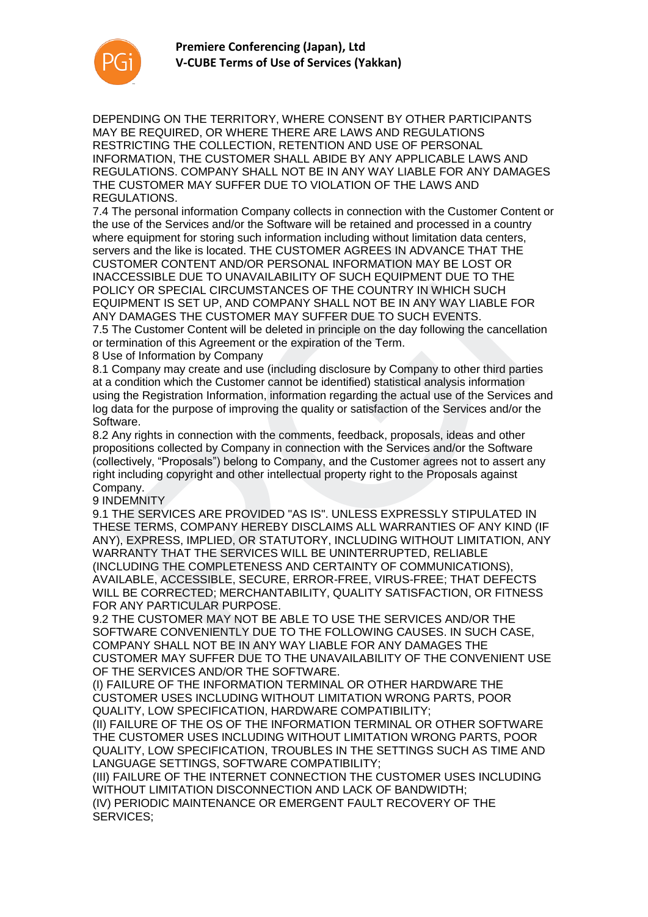DEPENDING ON THE TERRITORY, WHERE CONSENT BY OTHER PARTICIPANTS MAY BE REQUIRED, OR WHERE THERE ARE LAWS AND REGULATIONS RESTRICTING THE COLLECTION, RETENTION AND USE OF PERSONAL INFORMATION, THE CUSTOMER SHALL ABIDE BY ANY APPLICABLE LAWS AND REGULATIONS. COMPANY SHALL NOT BE IN ANY WAY LIABLE FOR ANY DAMAGES THE CUSTOMER MAY SUFFER DUE TO VIOLATION OF THE LAWS AND REGULATIONS.

7.4 The personal information Company collects in connection with the Customer Content or the use of the Services and/or the Software will be retained and processed in a country where equipment for storing such information including without limitation data centers, servers and the like is located. THE CUSTOMER AGREES IN ADVANCE THAT THE CUSTOMER CONTENT AND/OR PERSONAL INFORMATION MAY BE LOST OR INACCESSIBLE DUE TO UNAVAILABILITY OF SUCH EQUIPMENT DUE TO THE POLICY OR SPECIAL CIRCUMSTANCES OF THE COUNTRY IN WHICH SUCH EQUIPMENT IS SET UP, AND COMPANY SHALL NOT BE IN ANY WAY LIABLE FOR ANY DAMAGES THE CUSTOMER MAY SUFFER DUE TO SUCH EVENTS.

7.5 The Customer Content will be deleted in principle on the day following the cancellation or termination of this Agreement or the expiration of the Term.

## 8 Use of Information by Company

8.1 Company may create and use (including disclosure by Company to other third parties at a condition which the Customer cannot be identified) statistical analysis information using the Registration Information, information regarding the actual use of the Services and log data for the purpose of improving the quality or satisfaction of the Services and/or the Software.

8.2 Any rights in connection with the comments, feedback, proposals, ideas and other propositions collected by Company in connection with the Services and/or the Software (collectively, "Proposals") belong to Company, and the Customer agrees not to assert any right including copyright and other intellectual property right to the Proposals against Company.

## 9 INDEMNITY

9.1 THE SERVICES ARE PROVIDED "AS IS". UNLESS EXPRESSLY STIPULATED IN THESE TERMS, COMPANY HEREBY DISCLAIMS ALL WARRANTIES OF ANY KIND (IF ANY), EXPRESS, IMPLIED, OR STATUTORY, INCLUDING WITHOUT LIMITATION, ANY WARRANTY THAT THE SERVICES WILL BE UNINTERRUPTED, RELIABLE (INCLUDING THE COMPLETENESS AND CERTAINTY OF COMMUNICATIONS), AVAILABLE, ACCESSIBLE, SECURE, ERROR-FREE, VIRUS-FREE; THAT DEFECTS WILL BE CORRECTED; MERCHANTABILITY, QUALITY SATISFACTION, OR FITNESS FOR ANY PARTICULAR PURPOSE.

9.2 THE CUSTOMER MAY NOT BE ABLE TO USE THE SERVICES AND/OR THE SOFTWARE CONVENIENTLY DUE TO THE FOLLOWING CAUSES. IN SUCH CASE, COMPANY SHALL NOT BE IN ANY WAY LIABLE FOR ANY DAMAGES THE CUSTOMER MAY SUFFER DUE TO THE UNAVAILABILITY OF THE CONVENIENT USE OF THE SERVICES AND/OR THE SOFTWARE.

(I) FAILURE OF THE INFORMATION TERMINAL OR OTHER HARDWARE THE CUSTOMER USES INCLUDING WITHOUT LIMITATION WRONG PARTS, POOR QUALITY, LOW SPECIFICATION, HARDWARE COMPATIBILITY;

(II) FAILURE OF THE OS OF THE INFORMATION TERMINAL OR OTHER SOFTWARE THE CUSTOMER USES INCLUDING WITHOUT LIMITATION WRONG PARTS, POOR QUALITY, LOW SPECIFICATION, TROUBLES IN THE SETTINGS SUCH AS TIME AND LANGUAGE SETTINGS, SOFTWARE COMPATIBILITY;

(III) FAILURE OF THE INTERNET CONNECTION THE CUSTOMER USES INCLUDING WITHOUT LIMITATION DISCONNECTION AND LACK OF BANDWIDTH;

(IV) PERIODIC MAINTENANCE OR EMERGENT FAULT RECOVERY OF THE SERVICES;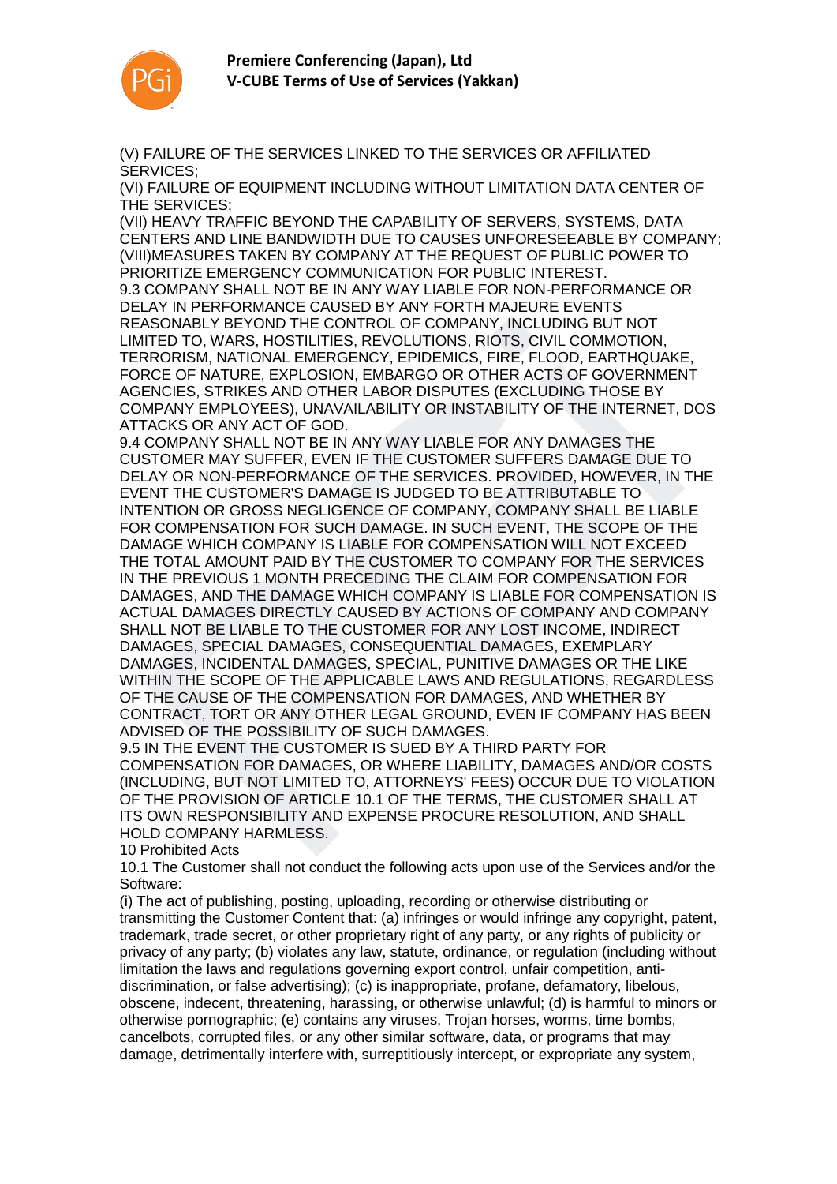(V) FAILURE OF THE SERVICES LINKED TO THE SERVICES OR AFFILIATED SERVICES;
(VI) FAILURE OF EQUIPMENT INCLUDING WITHOUT LIMITATION DATA CENTER OF THE SERVICES;
(VII) HEAVY TRAFFIC BEYOND THE CAPABILITY OF SERVERS, SYSTEMS, DATA CENTERS AND LINE BANDWIDTH DUE TO CAUSES UNFORESEEABLE BY COMPANY;
(VIII)MEASURES TAKEN BY COMPANY AT THE REQUEST OF PUBLIC POWER TO PRIORITIZE EMERGENCY COMMUNICATION FOR PUBLIC INTEREST.

9.3 COMPANY SHALL NOT BE IN ANY WAY LIABLE FOR NON-PERFORMANCE OR DELAY IN PERFORMANCE CAUSED BY ANY FORTH MAJEURE EVENTS REASONABLY BEYOND THE CONTROL OF COMPANY, INCLUDING BUT NOT LIMITED TO, WARS, HOSTILITIES, REVOLUTIONS, RIOTS, CIVIL COMMOTION, TERRORISM, NATIONAL EMERGENCY, EPIDEMICS, FIRE, FLOOD, EARTHQUAKE, FORCE OF NATURE, EXPLOSION, EMBARGO OR OTHER ACTS OF GOVERNMENT AGENCIES, STRIKES AND OTHER LABOR DISPUTES (EXCLUDING THOSE BY COMPANY EMPLOYEES), UNAVAILABILITY OR INSTABILITY OF THE INTERNET, DOS ATTACKS OR ANY ACT OF GOD.

9.4 COMPANY SHALL NOT BE IN ANY WAY LIABLE FOR ANY DAMAGES THE CUSTOMER MAY SUFFER, EVEN IF THE CUSTOMER SUFFERS DAMAGE DUE TO DELAY OR NON-PERFORMANCE OF THE SERVICES. PROVIDED, HOWEVER, IN THE EVENT THE CUSTOMER'S DAMAGE IS JUDGED TO BE ATTRIBUTABLE TO INTENTION OR GROSS NEGLIGENCE OF COMPANY, COMPANY SHALL BE LIABLE FOR COMPENSATION FOR SUCH DAMAGE. IN SUCH EVENT, THE SCOPE OF THE DAMAGE WHICH COMPANY IS LIABLE FOR COMPENSATION WILL NOT EXCEED THE TOTAL AMOUNT PAID BY THE CUSTOMER TO COMPANY FOR THE SERVICES IN THE PREVIOUS 1 MONTH PRECEDING THE CLAIM FOR COMPENSATION FOR DAMAGES, AND THE DAMAGE WHICH COMPANY IS LIABLE FOR COMPENSATION IS ACTUAL DAMAGES DIRECTLY CAUSED BY ACTIONS OF COMPANY AND COMPANY SHALL NOT BE LIABLE TO THE CUSTOMER FOR ANY LOST INCOME, INDIRECT DAMAGES, SPECIAL DAMAGES, CONSEQUENTIAL DAMAGES, EXEMPLARY DAMAGES, INCIDENTAL DAMAGES, SPECIAL, PUNITIVE DAMAGES OR THE LIKE WITHIN THE SCOPE OF THE APPLICABLE LAWS AND REGULATIONS, REGARDLESS OF THE CAUSE OF THE COMPENSATION FOR DAMAGES, AND WHETHER BY CONTRACT, TORT OR ANY OTHER LEGAL GROUND, EVEN IF COMPANY HAS BEEN ADVISED OF THE POSSIBILITY OF SUCH DAMAGES.

9.5 IN THE EVENT THE CUSTOMER IS SUED BY A THIRD PARTY FOR COMPENSATION FOR DAMAGES, OR WHERE LIABILITY, DAMAGES AND/OR COSTS (INCLUDING, BUT NOT LIMITED TO, ATTORNEYS' FEES) OCCUR DUE TO VIOLATION OF THE PROVISION OF ARTICLE 10.1 OF THE TERMS, THE CUSTOMER SHALL AT ITS OWN RESPONSIBILITY AND EXPENSE PROCURE RESOLUTION, AND SHALL HOLD COMPANY HARMLESS.

10 Prohibited Acts

10.1 The Customer shall not conduct the following acts upon use of the Services and/or the Software:

(i) The act of publishing, posting, uploading, recording or otherwise distributing or transmitting the Customer Content that: (a) infringes or would infringe any copyright, patent, trademark, trade secret, or other proprietary right of any party, or any rights of publicity or privacy of any party; (b) violates any law, statute, ordinance, or regulation (including without limitation the laws and regulations governing export control, unfair competition, anti-discrimination, or false advertising); (c) is inappropriate, profane, defamatory, libelous, obscene, indecent, threatening, harassing, or otherwise unlawful; (d) is harmful to minors or otherwise pornographic; (e) contains any viruses, Trojan horses, worms, time bombs, cancelbots, corrupted files, or any other similar software, data, or programs that may damage, detrimentally interfere with, surreptitiously intercept, or expropriate any system,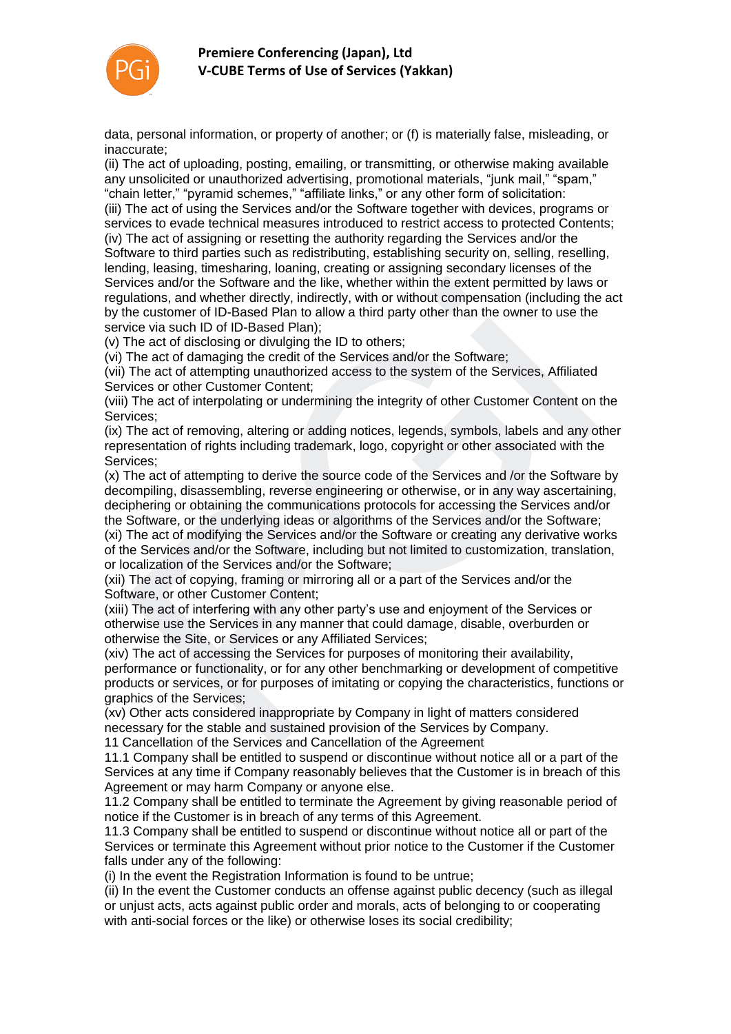data, personal information, or property of another; or (f) is materially false, misleading, or inaccurate;

(ii) The act of uploading, posting, emailing, or transmitting, or otherwise making available any unsolicited or unauthorized advertising, promotional materials, "junk mail," "spam," "chain letter," "pyramid schemes," "affiliate links," or any other form of solicitation:

(iii) The act of using the Services and/or the Software together with devices, programs or services to evade technical measures introduced to restrict access to protected Contents;

(iv) The act of assigning or resetting the authority regarding the Services and/or the Software to third parties such as redistributing, establishing security on, selling, reselling, lending, leasing, timesharing, loaning, creating or assigning secondary licenses of the Services and/or the Software and the like, whether within the extent permitted by laws or regulations, and whether directly, indirectly, with or without compensation (including the act by the customer of ID-Based Plan to allow a third party other than the owner to use the service via such ID of ID-Based Plan);

(v) The act of disclosing or divulging the ID to others;

(vi) The act of damaging the credit of the Services and/or the Software;

(vii) The act of attempting unauthorized access to the system of the Services, Affiliated Services or other Customer Content;

(viii) The act of interpolating or undermining the integrity of other Customer Content on the Services;

(ix) The act of removing, altering or adding notices, legends, symbols, labels and any other representation of rights including trademark, logo, copyright or other associated with the Services;

(x) The act of attempting to derive the source code of the Services and /or the Software by decompiling, disassembling, reverse engineering or otherwise, or in any way ascertaining, deciphering or obtaining the communications protocols for accessing the Services and/or the Software, or the underlying ideas or algorithms of the Services and/or the Software;

(xi) The act of modifying the Services and/or the Software or creating any derivative works of the Services and/or the Software, including but not limited to customization, translation, or localization of the Services and/or the Software;

(xii) The act of copying, framing or mirroring all or a part of the Services and/or the Software, or other Customer Content;

(xiii) The act of interfering with any other party's use and enjoyment of the Services or otherwise use the Services in any manner that could damage, disable, overburden or otherwise the Site, or Services or any Affiliated Services;

(xiv) The act of accessing the Services for purposes of monitoring their availability, performance or functionality, or for any other benchmarking or development of competitive products or services, or for purposes of imitating or copying the characteristics, functions or graphics of the Services;

(xv) Other acts considered inappropriate by Company in light of matters considered necessary for the stable and sustained provision of the Services by Company.

11 Cancellation of the Services and Cancellation of the Agreement

11.1 Company shall be entitled to suspend or discontinue without notice all or a part of the Services at any time if Company reasonably believes that the Customer is in breach of this Agreement or may harm Company or anyone else.

11.2 Company shall be entitled to terminate the Agreement by giving reasonable period of notice if the Customer is in breach of any terms of this Agreement.

11.3 Company shall be entitled to suspend or discontinue without notice all or part of the Services or terminate this Agreement without prior notice to the Customer if the Customer falls under any of the following:

(i) In the event the Registration Information is found to be untrue;

(ii) In the event the Customer conducts an offense against public decency (such as illegal or unjust acts, acts against public order and morals, acts of belonging to or cooperating with anti-social forces or the like) or otherwise loses its social credibility;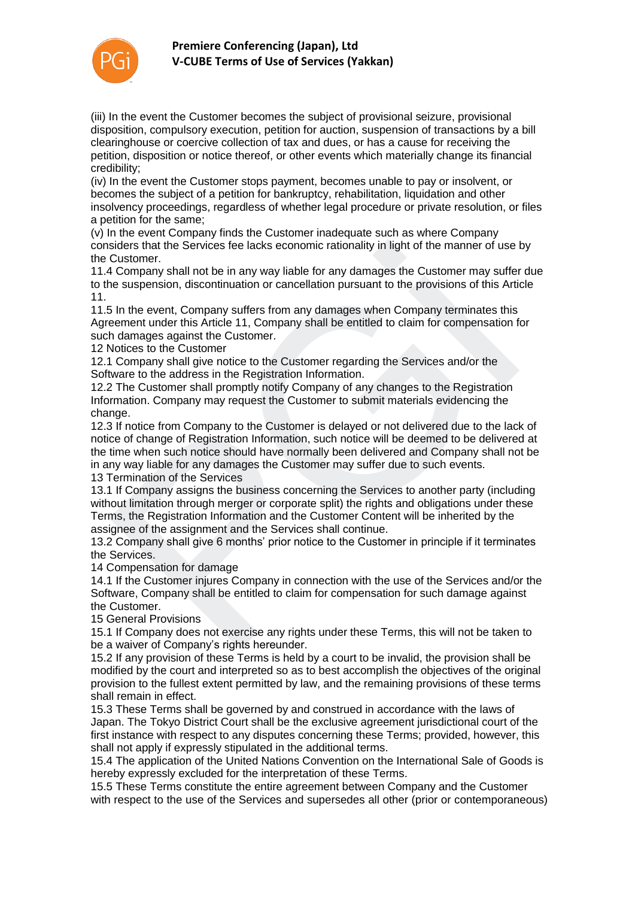(iii) In the event the Customer becomes the subject of provisional seizure, provisional disposition, compulsory execution, petition for auction, suspension of transactions by a bill clearinghouse or coercive collection of tax and dues, or has a cause for receiving the petition, disposition or notice thereof, or other events which materially change its financial credibility;

(iv) In the event the Customer stops payment, becomes unable to pay or insolvent, or becomes the subject of a petition for bankruptcy, rehabilitation, liquidation and other insolvency proceedings, regardless of whether legal procedure or private resolution, or files a petition for the same;

(v) In the event Company finds the Customer inadequate such as where Company considers that the Services fee lacks economic rationality in light of the manner of use by the Customer.

11.4 Company shall not be in any way liable for any damages the Customer may suffer due to the suspension, discontinuation or cancellation pursuant to the provisions of this Article 11.

11.5 In the event, Company suffers from any damages when Company terminates this Agreement under this Article 11, Company shall be entitled to claim for compensation for such damages against the Customer.

12 Notices to the Customer

12.1 Company shall give notice to the Customer regarding the Services and/or the Software to the address in the Registration Information.

12.2 The Customer shall promptly notify Company of any changes to the Registration Information. Company may request the Customer to submit materials evidencing the change.

12.3 If notice from Company to the Customer is delayed or not delivered due to the lack of notice of change of Registration Information, such notice will be deemed to be delivered at the time when such notice should have normally been delivered and Company shall not be in any way liable for any damages the Customer may suffer due to such events.

13 Termination of the Services

13.1 If Company assigns the business concerning the Services to another party (including without limitation through merger or corporate split) the rights and obligations under these Terms, the Registration Information and the Customer Content will be inherited by the assignee of the assignment and the Services shall continue.

13.2 Company shall give 6 months' prior notice to the Customer in principle if it terminates the Services.

14 Compensation for damage

14.1 If the Customer injures Company in connection with the use of the Services and/or the Software, Company shall be entitled to claim for compensation for such damage against the Customer.

15 General Provisions

15.1 If Company does not exercise any rights under these Terms, this will not be taken to be a waiver of Company's rights hereunder.

15.2 If any provision of these Terms is held by a court to be invalid, the provision shall be modified by the court and interpreted so as to best accomplish the objectives of the original provision to the fullest extent permitted by law, and the remaining provisions of these terms shall remain in effect.

15.3 These Terms shall be governed by and construed in accordance with the laws of Japan. The Tokyo District Court shall be the exclusive agreement jurisdictional court of the first instance with respect to any disputes concerning these Terms; provided, however, this shall not apply if expressly stipulated in the additional terms.

15.4 The application of the United Nations Convention on the International Sale of Goods is hereby expressly excluded for the interpretation of these Terms.

15.5 These Terms constitute the entire agreement between Company and the Customer with respect to the use of the Services and supersedes all other (prior or contemporaneous)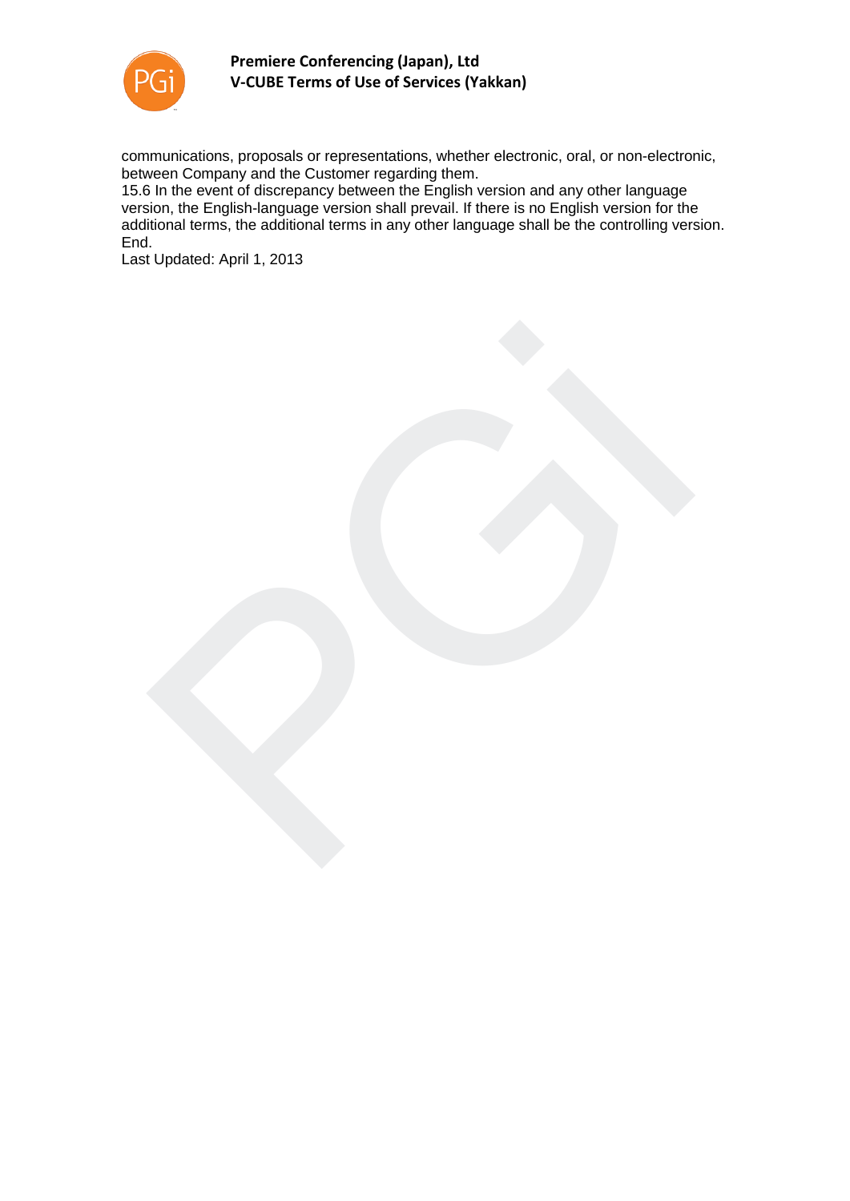communications, proposals or representations, whether electronic, oral, or non-electronic, between Company and the Customer regarding them.

15.6 In the event of discrepancy between the English version and any other language version, the English-language version shall prevail. If there is no English version for the additional terms, the additional terms in any other language shall be the controlling version.

End.

Last Updated: April 1, 2013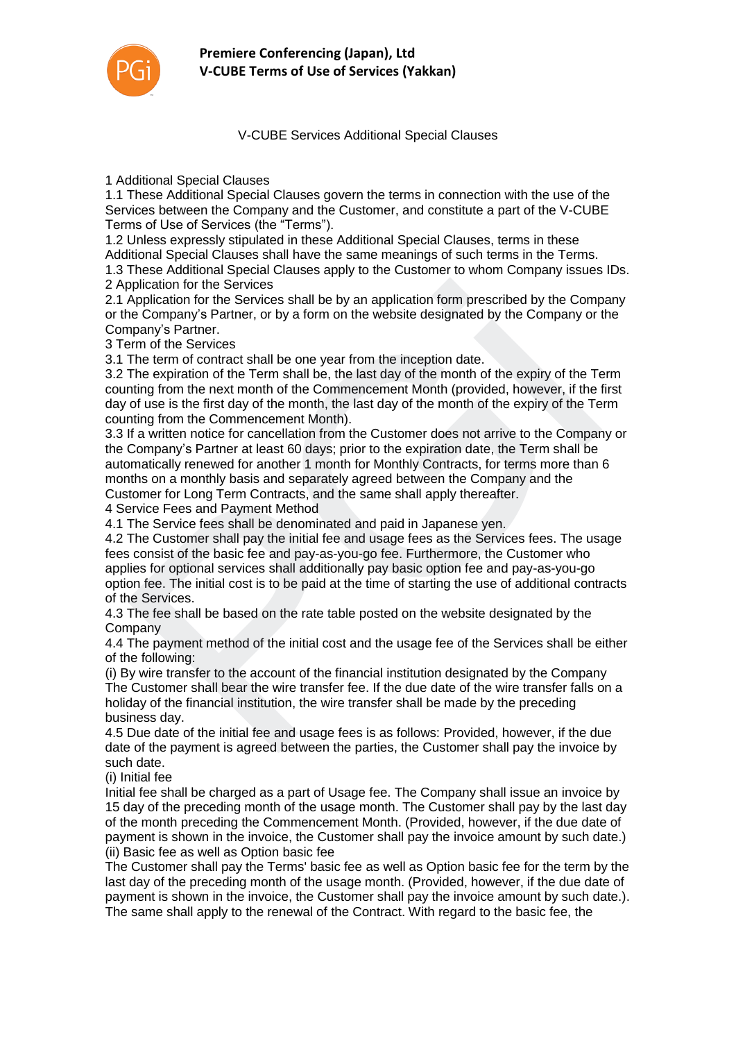V-CUBE Services Additional Special Clauses

1 Additional Special Clauses

1.1 These Additional Special Clauses govern the terms in connection with the use of the Services between the Company and the Customer, and constitute a part of the V-CUBE Terms of Use of Services (the "Terms").

1.2 Unless expressly stipulated in these Additional Special Clauses, terms in these Additional Special Clauses shall have the same meanings of such terms in the Terms.

1.3 These Additional Special Clauses apply to the Customer to whom Company issues IDs.

2 Application for the Services

2.1 Application for the Services shall be by an application form prescribed by the Company or the Company's Partner, or by a form on the website designated by the Company or the Company's Partner.

3 Term of the Services

3.1 The term of contract shall be one year from the inception date.

3.2 The expiration of the Term shall be, the last day of the month of the expiry of the Term counting from the next month of the Commencement Month (provided, however, if the first day of use is the first day of the month, the last day of the month of the expiry of the Term counting from the Commencement Month).

3.3 If a written notice for cancellation from the Customer does not arrive to the Company or the Company's Partner at least 60 days; prior to the expiration date, the Term shall be automatically renewed for another 1 month for Monthly Contracts, for terms more than 6 months on a monthly basis and separately agreed between the Company and the Customer for Long Term Contracts, and the same shall apply thereafter.

4 Service Fees and Payment Method

4.1 The Service fees shall be denominated and paid in Japanese yen.

4.2 The Customer shall pay the initial fee and usage fees as the Services fees. The usage fees consist of the basic fee and pay-as-you-go fee. Furthermore, the Customer who applies for optional services shall additionally pay basic option fee and pay-as-you-go option fee. The initial cost is to be paid at the time of starting the use of additional contracts of the Services.

4.3 The fee shall be based on the rate table posted on the website designated by the Company

4.4 The payment method of the initial cost and the usage fee of the Services shall be either of the following:

(i) By wire transfer to the account of the financial institution designated by the Company The Customer shall bear the wire transfer fee. If the due date of the wire transfer falls on a holiday of the financial institution, the wire transfer shall be made by the preceding business day.

4.5 Due date of the initial fee and usage fees is as follows: Provided, however, if the due date of the payment is agreed between the parties, the Customer shall pay the invoice by such date.

(i) Initial fee

Initial fee shall be charged as a part of Usage fee. The Company shall issue an invoice by 15 day of the preceding month of the usage month. The Customer shall pay by the last day of the month preceding the Commencement Month. (Provided, however, if the due date of payment is shown in the invoice, the Customer shall pay the invoice amount by such date.)

(ii) Basic fee as well as Option basic fee

The Customer shall pay the Terms' basic fee as well as Option basic fee for the term by the last day of the preceding month of the usage month. (Provided, however, if the due date of payment is shown in the invoice, the Customer shall pay the invoice amount by such date.). The same shall apply to the renewal of the Contract. With regard to the basic fee, the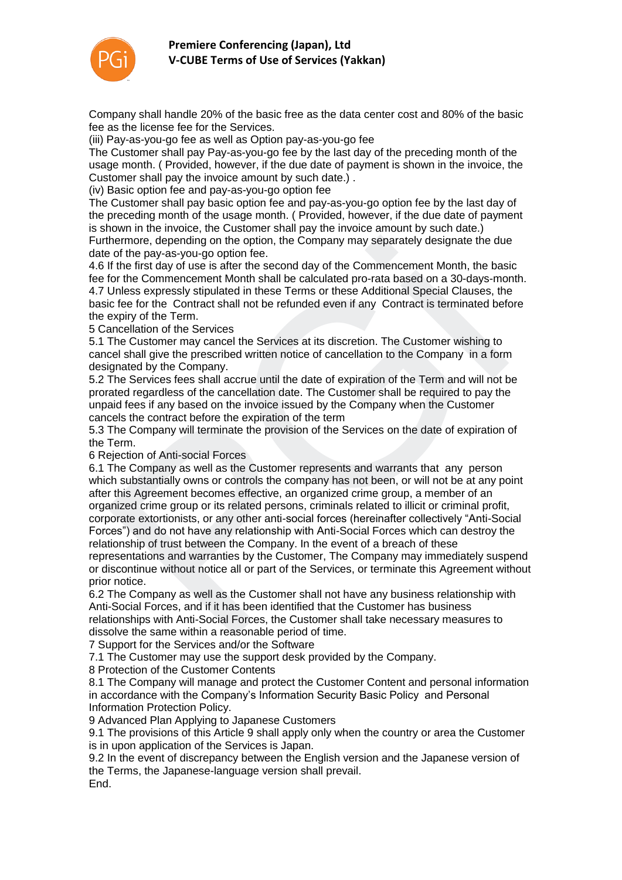Company shall handle 20% of the basic free as the data center cost and 80% of the basic fee as the license fee for the Services.

(iii) Pay-as-you-go fee as well as Option pay-as-you-go fee

The Customer shall pay Pay-as-you-go fee by the last day of the preceding month of the usage month. ( Provided, however, if the due date of payment is shown in the invoice, the Customer shall pay the invoice amount by such date.) .

(iv) Basic option fee and pay-as-you-go option fee

The Customer shall pay basic option fee and pay-as-you-go option fee by the last day of the preceding month of the usage month. ( Provided, however, if the due date of payment is shown in the invoice, the Customer shall pay the invoice amount by such date.) Furthermore, depending on the option, the Company may separately designate the due date of the pay-as-you-go option fee.

4.6 If the first day of use is after the second day of the Commencement Month, the basic fee for the Commencement Month shall be calculated pro-rata based on a 30-days-month.

4.7 Unless expressly stipulated in these Terms or these Additional Special Clauses, the basic fee for the Contract shall not be refunded even if any Contract is terminated before the expiry of the Term.

5 Cancellation of the Services

5.1 The Customer may cancel the Services at its discretion. The Customer wishing to cancel shall give the prescribed written notice of cancellation to the Company in a form designated by the Company.

5.2 The Services fees shall accrue until the date of expiration of the Term and will not be prorated regardless of the cancellation date. The Customer shall be required to pay the unpaid fees if any based on the invoice issued by the Company when the Customer cancels the contract before the expiration of the term

5.3 The Company will terminate the provision of the Services on the date of expiration of the Term.

6 Rejection of Anti-social Forces

6.1 The Company as well as the Customer represents and warrants that any person which substantially owns or controls the company has not been, or will not be at any point after this Agreement becomes effective, an organized crime group, a member of an organized crime group or its related persons, criminals related to illicit or criminal profit, corporate extortionists, or any other anti-social forces (hereinafter collectively "Anti-Social Forces") and do not have any relationship with Anti-Social Forces which can destroy the relationship of trust between the Company. In the event of a breach of these representations and warranties by the Customer, The Company may immediately suspend or discontinue without notice all or part of the Services, or terminate this Agreement without prior notice.

6.2 The Company as well as the Customer shall not have any business relationship with Anti-Social Forces, and if it has been identified that the Customer has business relationships with Anti-Social Forces, the Customer shall take necessary measures to dissolve the same within a reasonable period of time.

7 Support for the Services and/or the Software

7.1 The Customer may use the support desk provided by the Company.

8 Protection of the Customer Contents

8.1 The Company will manage and protect the Customer Content and personal information in accordance with the Company's Information Security Basic Policy and Personal Information Protection Policy.

9 Advanced Plan Applying to Japanese Customers

9.1 The provisions of this Article 9 shall apply only when the country or area the Customer is in upon application of the Services is Japan.

9.2 In the event of discrepancy between the English version and the Japanese version of the Terms, the Japanese-language version shall prevail.

End.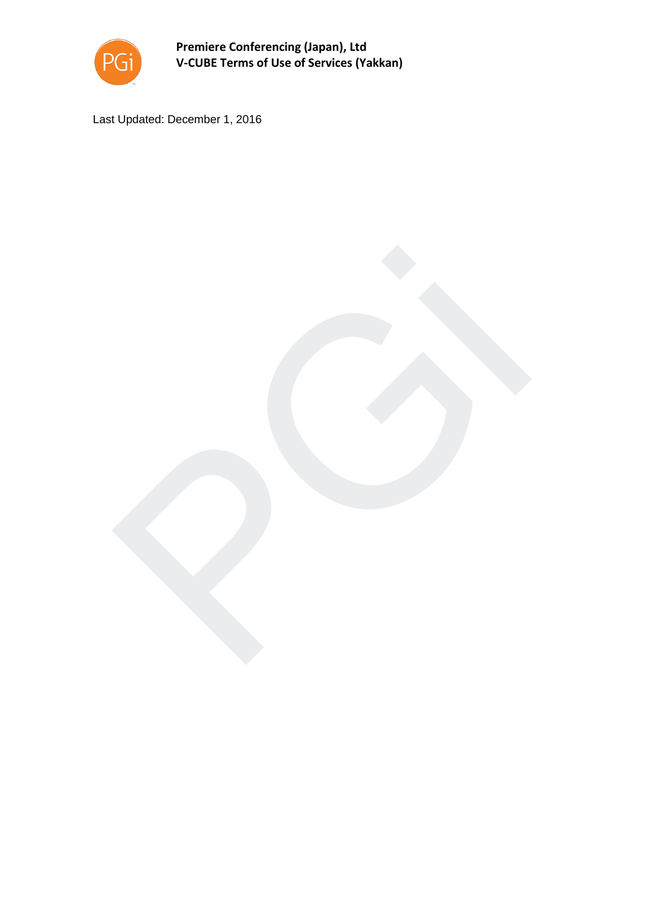Last Updated: December 1, 2016